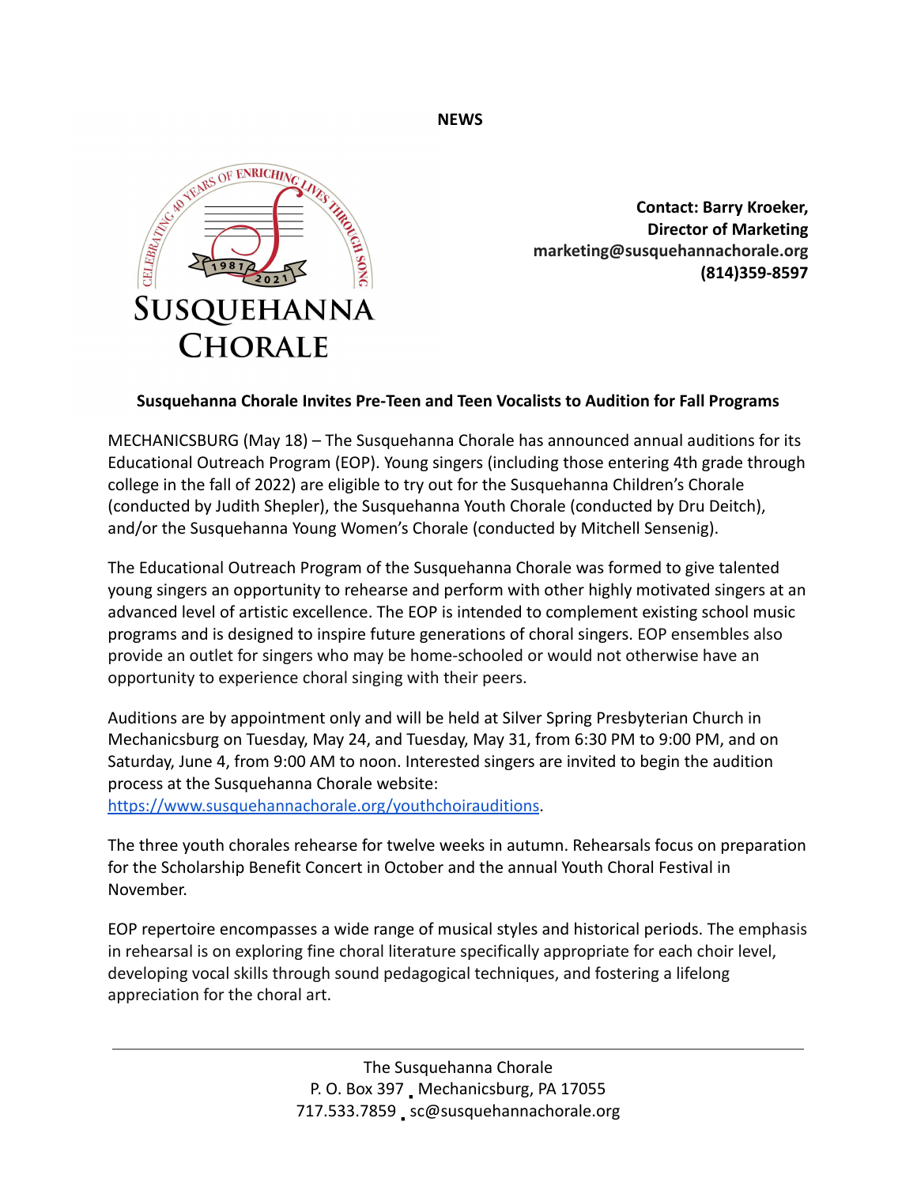**NEWS**

**Contact: Barry Kroeker, Director of Marketing**
**marketing@susquehannachorale.org**
**(814)359-8597**

## Susquehanna Chorale Invites Pre-Teen and Teen Vocalists to Audition for Fall Programs

MECHANICSBURG (May 18) – The Susquehanna Chorale has announced annual auditions for its Educational Outreach Program (EOP). Young singers (including those entering 4th grade through college in the fall of 2022) are eligible to try out for the Susquehanna Children's Chorale (conducted by Judith Shepler), the Susquehanna Youth Chorale (conducted by Dru Deitch), and/or the Susquehanna Young Women's Chorale (conducted by Mitchell Sensenig).

The Educational Outreach Program of the Susquehanna Chorale was formed to give talented young singers an opportunity to rehearse and perform with other highly motivated singers at an advanced level of artistic excellence. The EOP is intended to complement existing school music programs and is designed to inspire future generations of choral singers. EOP ensembles also provide an outlet for singers who may be home-schooled or would not otherwise have an opportunity to experience choral singing with their peers.

Auditions are by appointment only and will be held at Silver Spring Presbyterian Church in Mechanicsburg on Tuesday, May 24, and Tuesday, May 31, from 6:30 PM to 9:00 PM, and on Saturday, June 4, from 9:00 AM to noon. Interested singers are invited to begin the audition process at the Susquehanna Chorale website: [https://www.susquehannachorale.org/youthchoirauditions](https://www.susquehannachorale.org/youthchoirauditions).

The three youth chorales rehearse for twelve weeks in autumn. Rehearsals focus on preparation for the Scholarship Benefit Concert in October and the annual Youth Choral Festival in November.

EOP repertoire encompasses a wide range of musical styles and historical periods. The emphasis in rehearsal is on exploring fine choral literature specifically appropriate for each choir level, developing vocal skills through sound pedagogical techniques, and fostering a lifelong appreciation for the choral art.

---

The Susquehanna Chorale
P. O. Box 397 . Mechanicsburg, PA 17055
717.533.7859 . sc@susquehannachorale.org